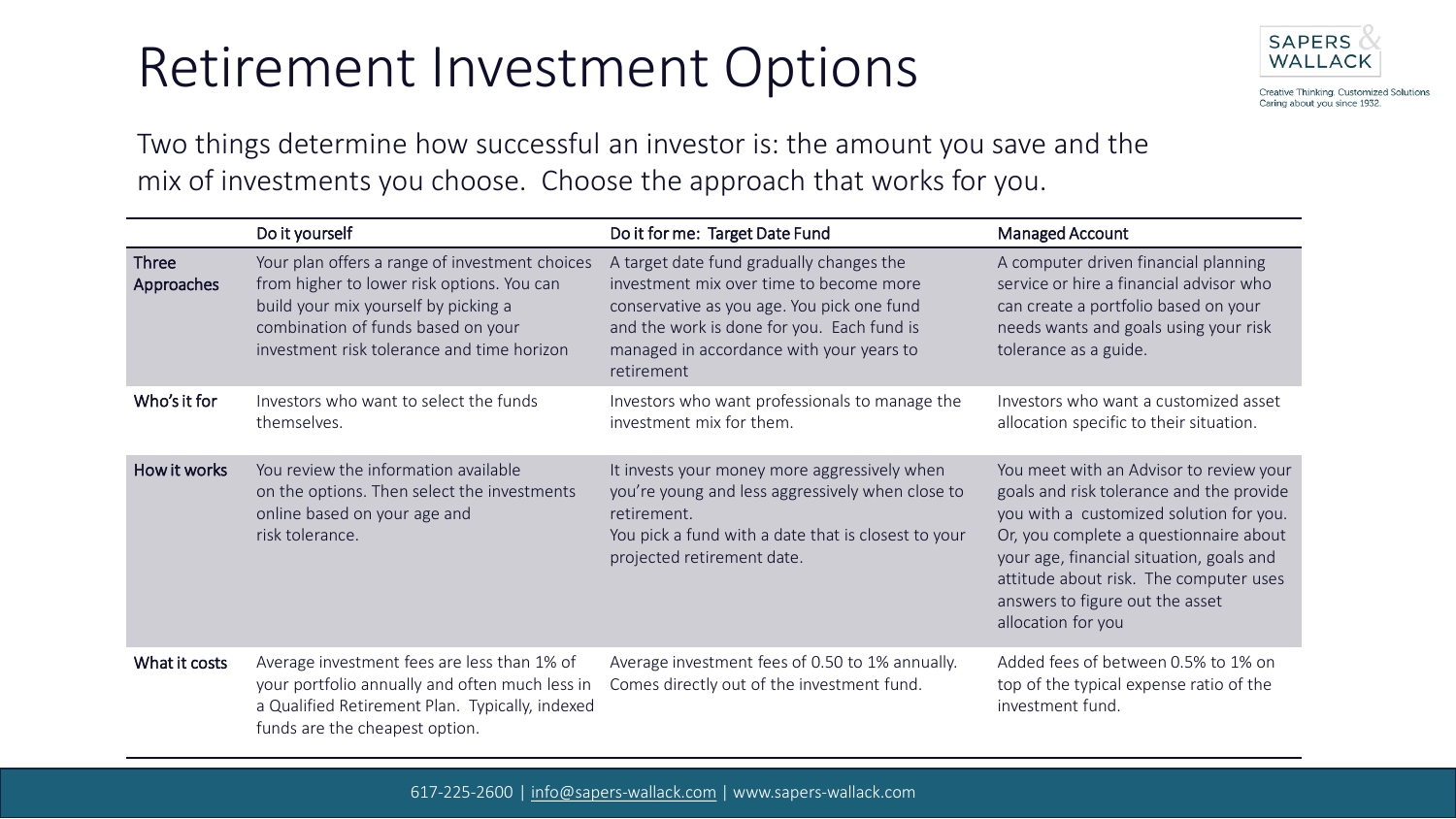# Retirement Investment Options

SAPERS & WALLACK

Creative Thinking. Customized Solutions.
Caring about you since 1932.

Two things determine how successful an investor is: the amount you save and the mix of investments you choose. Choose the approach that works for you.

| | Do it yourself | Do it for me: Target Date Fund | Managed Account |
|---|---|---|---|
| **Three Approaches** | Your plan offers a range of investment choices from higher to lower risk options. You can build your mix yourself by picking a combination of funds based on your investment risk tolerance and time horizon | A target date fund gradually changes the investment mix over time to become more conservative as you age. You pick one fund and the work is done for you. Each fund is managed in accordance with your years to retirement | A computer driven financial planning service or hire a financial advisor who can create a portfolio based on your needs wants and goals using your risk tolerance as a guide. |
| **Who's it for** | Investors who want to select the funds themselves. | Investors who want professionals to manage the investment mix for them. | Investors who want a customized asset allocation specific to their situation. |
| **How it works** | You review the information available on the options. Then select the investments online based on your age and risk tolerance. | It invests your money more aggressively when you're young and less aggressively when close to retirement. You pick a fund with a date that is closest to your projected retirement date. | You meet with an Advisor to review your goals and risk tolerance and the provide you with a customized solution for you. Or, you complete a questionnaire about your age, financial situation, goals and attitude about risk. The computer uses answers to figure out the asset allocation for you |
| **What it costs** | Average investment fees are less than 1% of your portfolio annually and often much less in a Qualified Retirement Plan. Typically, indexed funds are the cheapest option. | Average investment fees of 0.50 to 1% annually. Comes directly out of the investment fund. | Added fees of between 0.5% to 1% on top of the typical expense ratio of the investment fund. |

617-225-2600 | info@sapers-wallack.com | www.sapers-wallack.com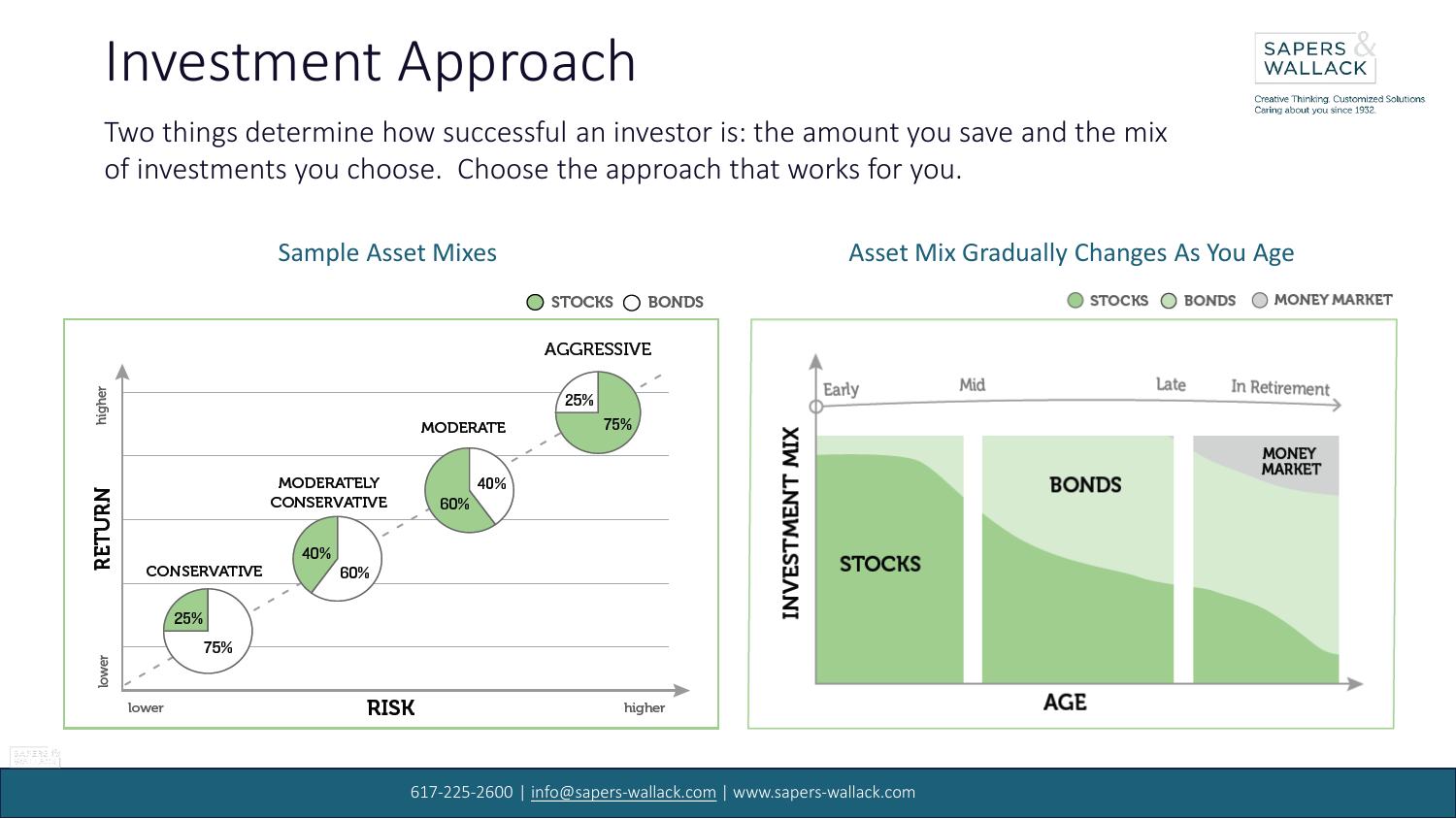# Investment Approach

SAPERS & WALLACK

Creative Thinking. Customized Solutions
Caring about you since 1932.

Two things determine how successful an investor is: the amount you save and the mix of investments you choose. Choose the approach that works for you.

## Sample Asset Mixes

STOCKS BONDS

AGGRESSIVE
25%
75%

MODERATE
40%
60%

MODERATELY CONSERVATIVE
40%
60%

CONSERVATIVE
25%
75%

RETURN
higher
lower

RISK
lower
higher

## Asset Mix Gradually Changes As You Age

STOCKS BONDS MONEY MARKET

Early
Mid
Late
In Retirement

INVESTMENT MIX

STOCKS
BONDS
MONEY MARKET

AGE

617-225-2600 | info@sapers-wallack.com | www.sapers-wallack.com